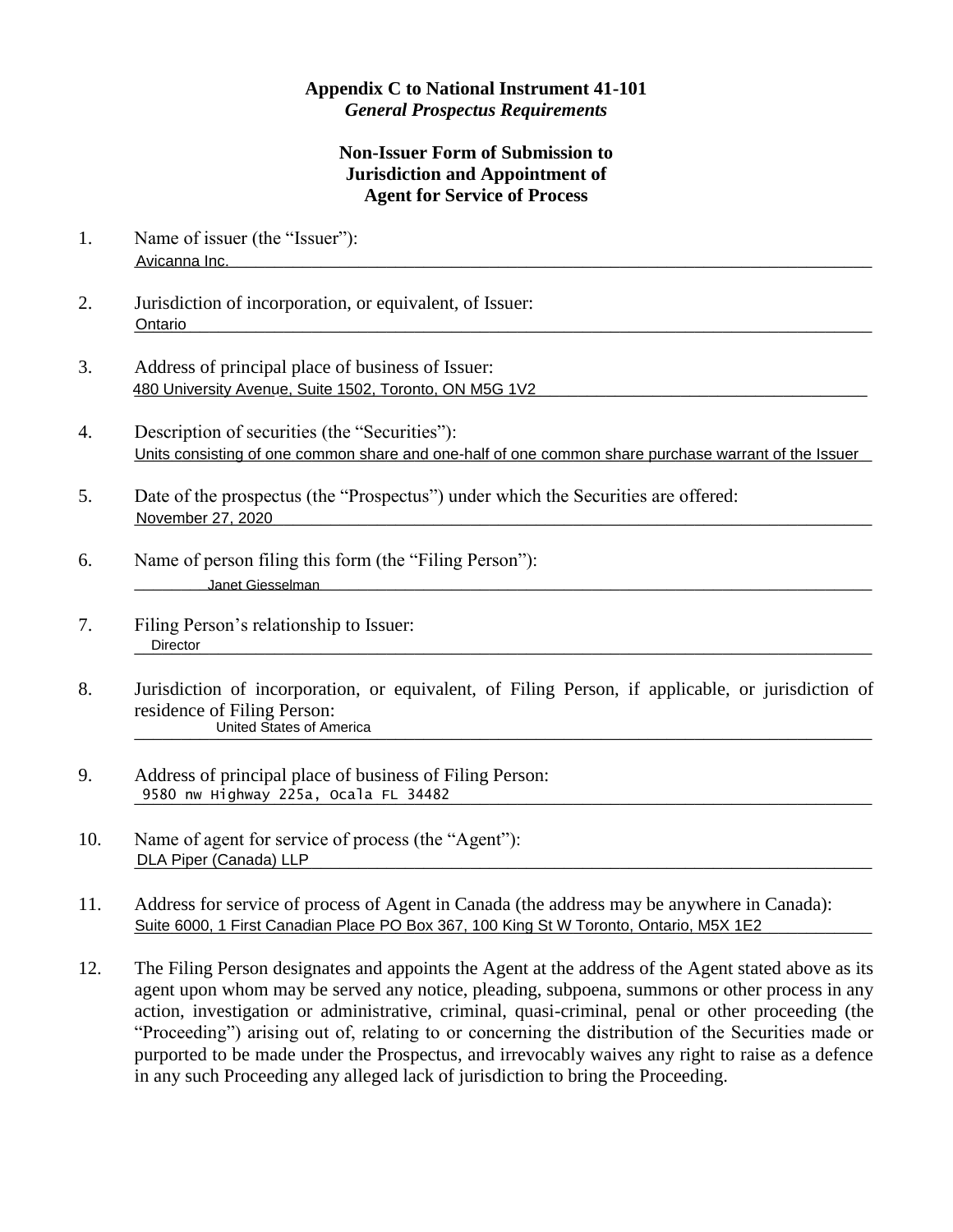**Appendix C to National Instrument 41-101**
***General Prospectus Requirements***

**Non-Issuer Form of Submission to Jurisdiction and Appointment of Agent for Service of Process**

1. Name of issuer (the "Issuer"):
   Avicanna Inc.

2. Jurisdiction of incorporation, or equivalent, of Issuer:
   Ontario

3. Address of principal place of business of Issuer:
   480 University Avenue, Suite 1502, Toronto, ON M5G 1V2

4. Description of securities (the "Securities"):
   Units consisting of one common share and one-half of one common share purchase warrant of the Issuer

5. Date of the prospectus (the "Prospectus") under which the Securities are offered:
   November 27, 2020

6. Name of person filing this form (the "Filing Person"):
   Janet Giesselman

7. Filing Person's relationship to Issuer:
   Director

8. Jurisdiction of incorporation, or equivalent, of Filing Person, if applicable, or jurisdiction of residence of Filing Person:
   United States of America

9. Address of principal place of business of Filing Person:
   9580 nw Highway 225a, Ocala FL 34482

10. Name of agent for service of process (the "Agent"):
    DLA Piper (Canada) LLP

11. Address for service of process of Agent in Canada (the address may be anywhere in Canada):
    Suite 6000, 1 First Canadian Place PO Box 367, 100 King St W Toronto, Ontario, M5X 1E2

12. The Filing Person designates and appoints the Agent at the address of the Agent stated above as its agent upon whom may be served any notice, pleading, subpoena, summons or other process in any action, investigation or administrative, criminal, quasi-criminal, penal or other proceeding (the "Proceeding") arising out of, relating to or concerning the distribution of the Securities made or purported to be made under the Prospectus, and irrevocably waives any right to raise as a defence in any such Proceeding any alleged lack of jurisdiction to bring the Proceeding.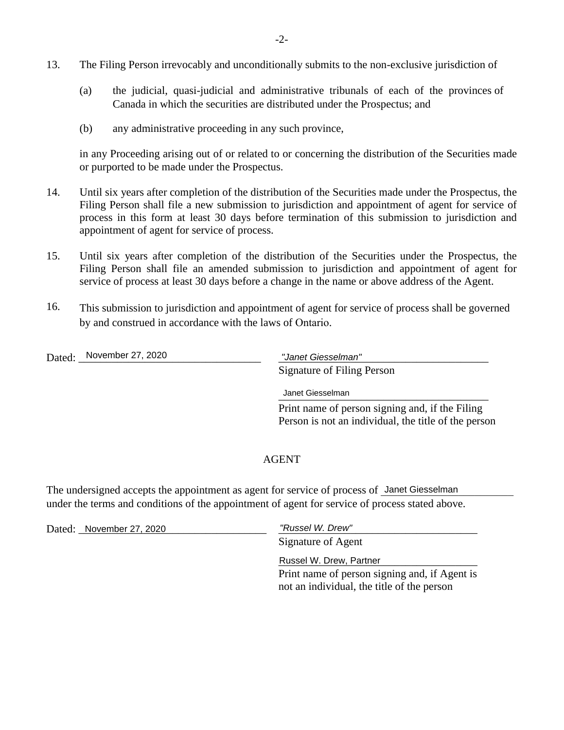13. The Filing Person irrevocably and unconditionally submits to the non-exclusive jurisdiction of

    (a) the judicial, quasi-judicial and administrative tribunals of each of the provinces of Canada in which the securities are distributed under the Prospectus; and

    (b) any administrative proceeding in any such province,

    in any Proceeding arising out of or related to or concerning the distribution of the Securities made or purported to be made under the Prospectus.

14. Until six years after completion of the distribution of the Securities made under the Prospectus, the Filing Person shall file a new submission to jurisdiction and appointment of agent for service of process in this form at least 30 days before termination of this submission to jurisdiction and appointment of agent for service of process.

15. Until six years after completion of the distribution of the Securities under the Prospectus, the Filing Person shall file an amended submission to jurisdiction and appointment of agent for service of process at least 30 days before a change in the name or above address of the Agent.

16. This submission to jurisdiction and appointment of agent for service of process shall be governed by and construed in accordance with the laws of Ontario.

Dated: November 27, 2020

*"Janet Giesselman"*
Signature of Filing Person

Janet Giesselman
Print name of person signing and, if the Filing Person is not an individual, the title of the person

AGENT

The undersigned accepts the appointment as agent for service of process of Janet Giesselman under the terms and conditions of the appointment of agent for service of process stated above.

Dated: November 27, 2020

*"Russel W. Drew"*
Signature of Agent

Russel W. Drew, Partner
Print name of person signing and, if Agent is not an individual, the title of the person